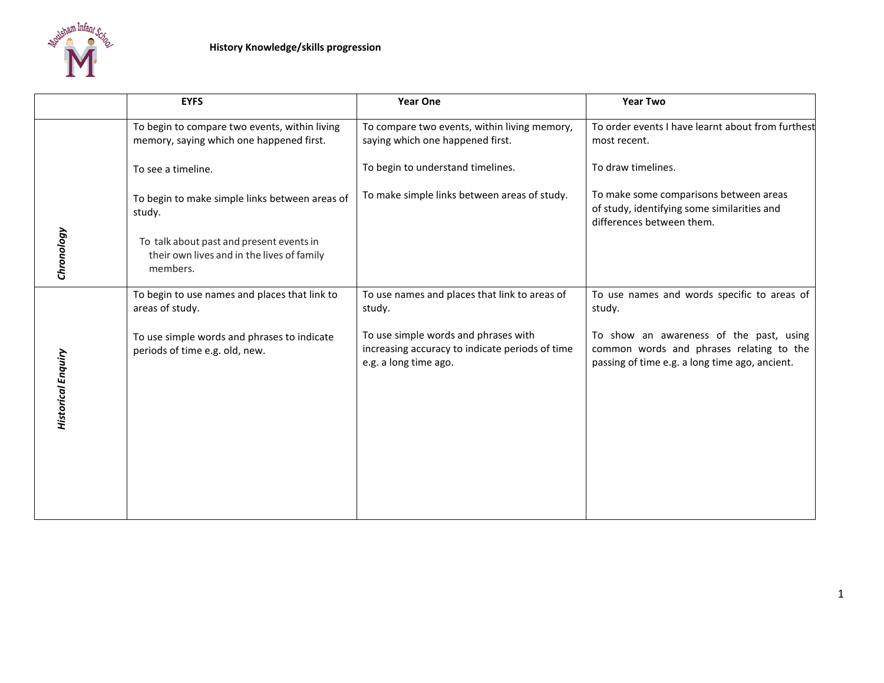# History Knowledge/skills progression

| | EYFS | Year One | Year Two |
|---|---|---|---|
| *Chronology* | To begin to compare two events, within living memory, saying which one happened first.<br><br>To see a timeline.<br><br>To begin to make simple links between areas of study.<br><br>To talk about past and present events in their own lives and in the lives of family members. | To compare two events, within living memory, saying which one happened first.<br><br>To begin to understand timelines.<br><br>To make simple links between areas of study. | To order events I have learnt about from furthest most recent.<br><br>To draw timelines.<br><br>To make some comparisons between areas of study, identifying some similarities and differences between them. |
| *Historical Enquiry* | To begin to use names and places that link to areas of study.<br><br>To use simple words and phrases to indicate periods of time e.g. old, new. | To use names and places that link to areas of study.<br><br>To use simple words and phrases with increasing accuracy to indicate periods of time e.g. a long time ago. | To use names and words specific to areas of study.<br><br>To show an awareness of the past, using common words and phrases relating to the passing of time e.g. a long time ago, ancient. |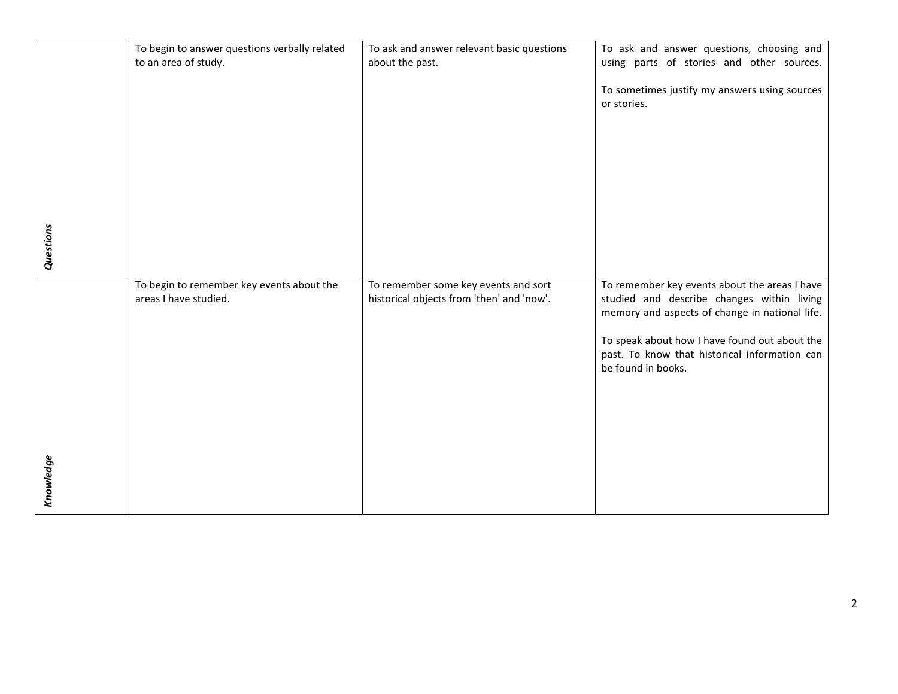| | | | |
|---|---|---|---|
| ***Questions*** | To begin to answer questions verbally related to an area of study. | To ask and answer relevant basic questions about the past. | To ask and answer questions, choosing and using parts of stories and other sources.<br><br>To sometimes justify my answers using sources or stories. |
| ***Knowledge*** | To begin to remember key events about the areas I have studied. | To remember some key events and sort historical objects from 'then' and 'now'. | To remember key events about the areas I have studied and describe changes within living memory and aspects of change in national life.<br><br>To speak about how I have found out about the past. To know that historical information can be found in books. |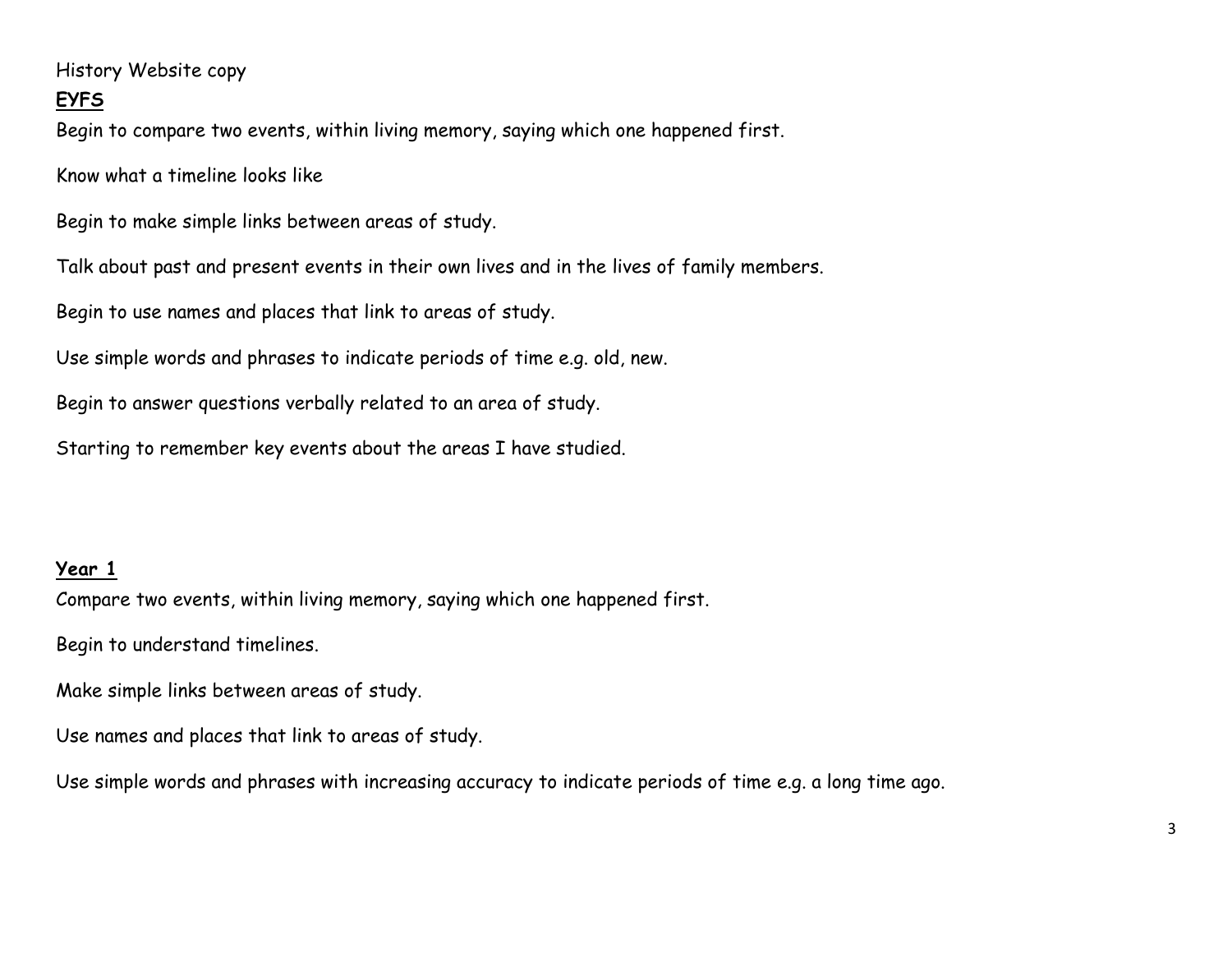History Website copy

**EYFS**

Begin to compare two events, within living memory, saying which one happened first.

Know what a timeline looks like

Begin to make simple links between areas of study.

Talk about past and present events in their own lives and in the lives of family members.

Begin to use names and places that link to areas of study.

Use simple words and phrases to indicate periods of time e.g. old, new.

Begin to answer questions verbally related to an area of study.

Starting to remember key events about the areas I have studied.

**Year 1**

Compare two events, within living memory, saying which one happened first.

Begin to understand timelines.

Make simple links between areas of study.

Use names and places that link to areas of study.

Use simple words and phrases with increasing accuracy to indicate periods of time e.g. a long time ago.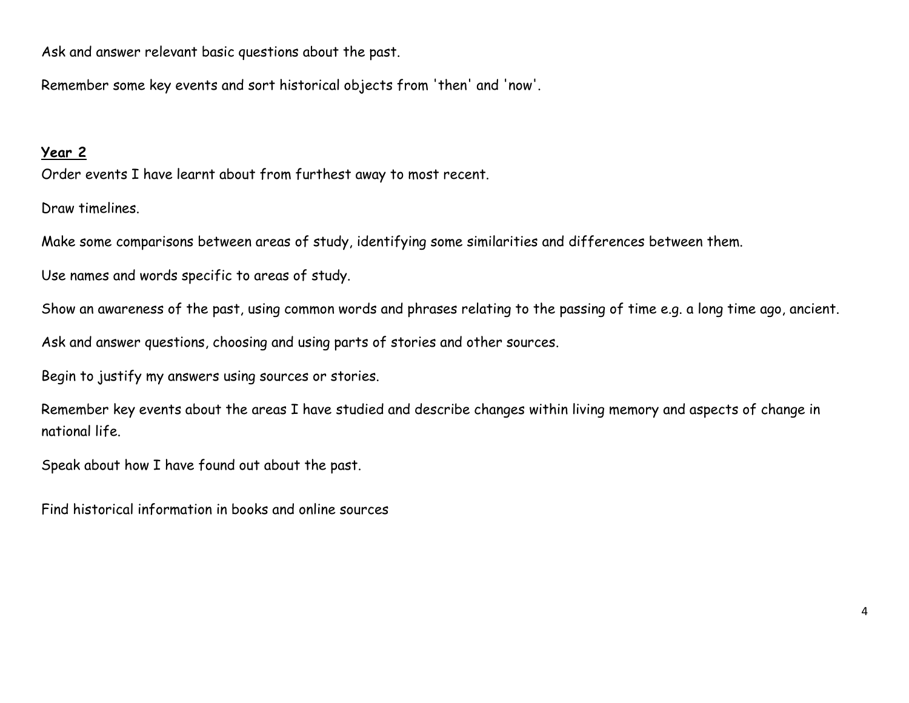Ask and answer relevant basic questions about the past.

Remember some key events and sort historical objects from 'then' and 'now'.

**Year 2**

Order events I have learnt about from furthest away to most recent.

Draw timelines.

Make some comparisons between areas of study, identifying some similarities and differences between them.

Use names and words specific to areas of study.

Show an awareness of the past, using common words and phrases relating to the passing of time e.g. a long time ago, ancient.

Ask and answer questions, choosing and using parts of stories and other sources.

Begin to justify my answers using sources or stories.

Remember key events about the areas I have studied and describe changes within living memory and aspects of change in national life.

Speak about how I have found out about the past.

Find historical information in books and online sources